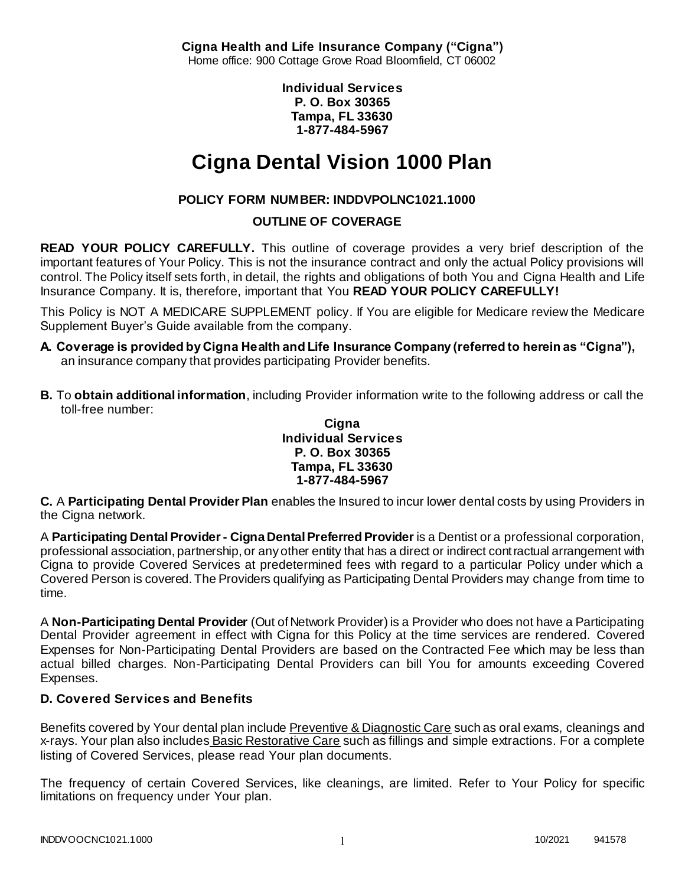**Cigna Health and Life Insurance Company ("Cigna")**
Home office: 900 Cottage Grove Road Bloomfield, CT 06002

**Individual Services**
**P. O. Box 30365**
**Tampa, FL 33630**
**1-877-484-5967**

# Cigna Dental Vision 1000 Plan

**POLICY FORM NUMBER: INDDVPOLNC1021.1000**

**OUTLINE OF COVERAGE**

**READ YOUR POLICY CAREFULLY.** This outline of coverage provides a very brief description of the important features of Your Policy. This is not the insurance contract and only the actual Policy provisions will control. The Policy itself sets forth, in detail, the rights and obligations of both You and Cigna Health and Life Insurance Company. It is, therefore, important that You **READ YOUR POLICY CAREFULLY!**

This Policy is NOT A MEDICARE SUPPLEMENT policy. If You are eligible for Medicare review the Medicare Supplement Buyer's Guide available from the company.

**A. Coverage is provided by Cigna Health and Life Insurance Company (referred to herein as "Cigna"),** an insurance company that provides participating Provider benefits.

**B.** To **obtain additional information**, including Provider information write to the following address or call the toll-free number:

**Cigna**
**Individual Services**
**P. O. Box 30365**
**Tampa, FL 33630**
**1-877-484-5967**

**C.** A **Participating Dental Provider Plan** enables the Insured to incur lower dental costs by using Providers in the Cigna network.

A **Participating Dental Provider - Cigna Dental Preferred Provider** is a Dentist or a professional corporation, professional association, partnership, or any other entity that has a direct or indirect contractual arrangement with Cigna to provide Covered Services at predetermined fees with regard to a particular Policy under which a Covered Person is covered. The Providers qualifying as Participating Dental Providers may change from time to time.

A **Non-Participating Dental Provider** (Out of Network Provider) is a Provider who does not have a Participating Dental Provider agreement in effect with Cigna for this Policy at the time services are rendered. Covered Expenses for Non-Participating Dental Providers are based on the Contracted Fee which may be less than actual billed charges. Non-Participating Dental Providers can bill You for amounts exceeding Covered Expenses.

**D. Covered Services and Benefits**

Benefits covered by Your dental plan include Preventive & Diagnostic Care such as oral exams, cleanings and x-rays. Your plan also includes Basic Restorative Care such as fillings and simple extractions. For a complete listing of Covered Services, please read Your plan documents.

The frequency of certain Covered Services, like cleanings, are limited. Refer to Your Policy for specific limitations on frequency under Your plan.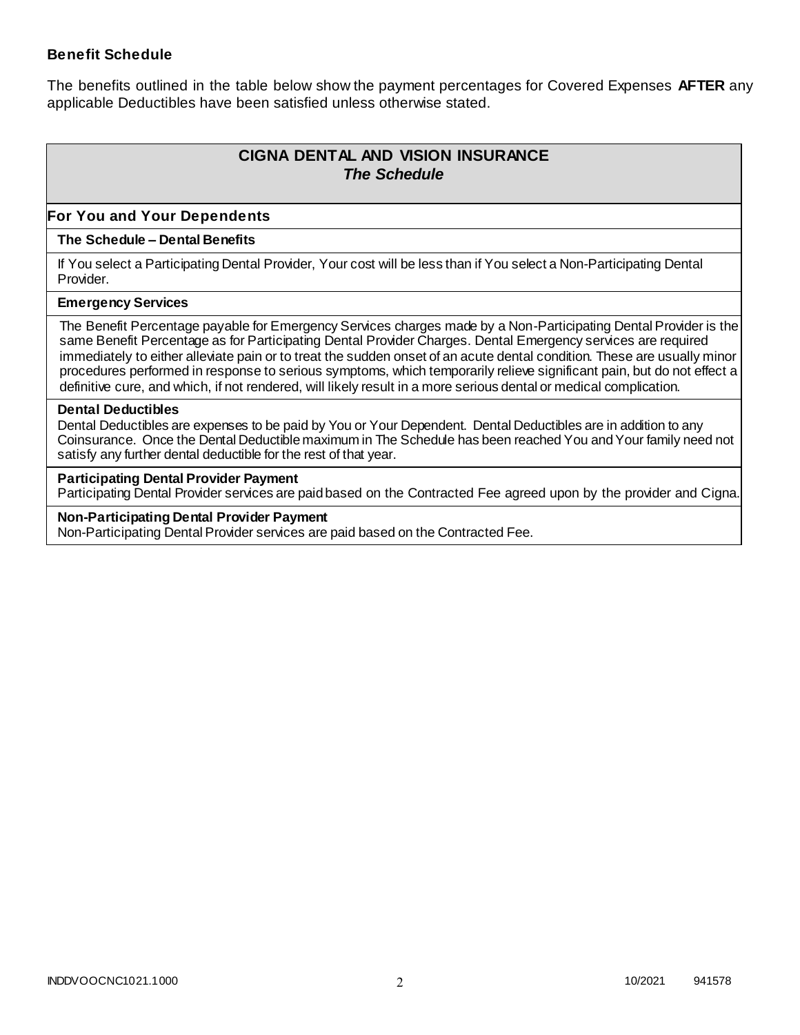### Benefit Schedule

The benefits outlined in the table below show the payment percentages for Covered Expenses **AFTER** any applicable Deductibles have been satisfied unless otherwise stated.

| **CIGNA DENTAL AND VISION INSURANCE** *The Schedule* |
|---|
| **For You and Your Dependents** |
| **The Schedule – Dental Benefits** |
| If You select a Participating Dental Provider, Your cost will be less than if You select a Non-Participating Dental Provider. |
| **Emergency Services** |
| The Benefit Percentage payable for Emergency Services charges made by a Non-Participating Dental Provider is the same Benefit Percentage as for Participating Dental Provider Charges. Dental Emergency services are required immediately to either alleviate pain or to treat the sudden onset of an acute dental condition. These are usually minor procedures performed in response to serious symptoms, which temporarily relieve significant pain, but do not effect a definitive cure, and which, if not rendered, will likely result in a more serious dental or medical complication. |
| **Dental Deductibles**<br>Dental Deductibles are expenses to be paid by You or Your Dependent. Dental Deductibles are in addition to any Coinsurance. Once the Dental Deductible maximum in The Schedule has been reached You and Your family need not satisfy any further dental deductible for the rest of that year. |
| **Participating Dental Provider Payment**<br>Participating Dental Provider services are paid based on the Contracted Fee agreed upon by the provider and Cigna. |
| **Non-Participating Dental Provider Payment**<br>Non-Participating Dental Provider services are paid based on the Contracted Fee. |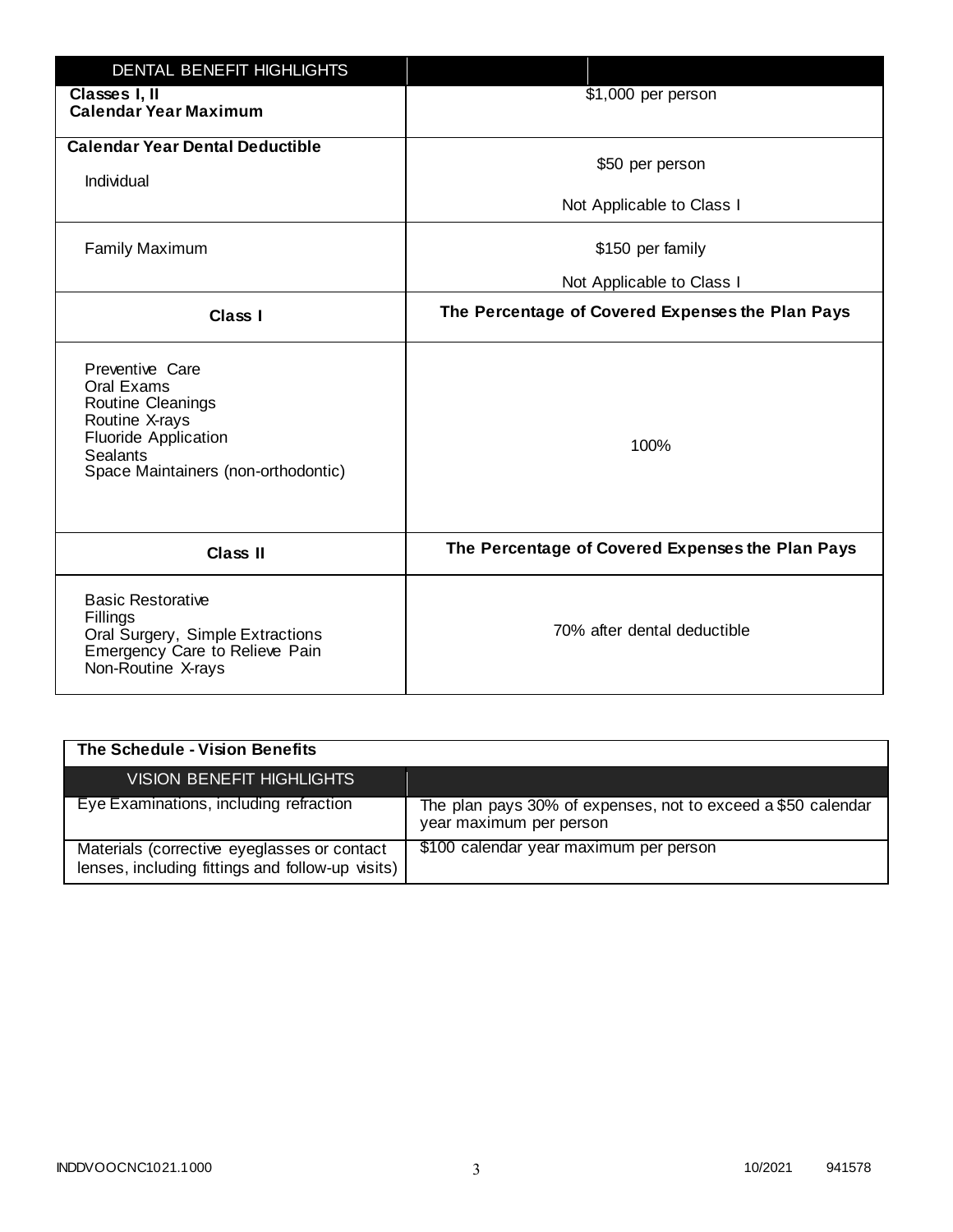| DENTAL BENEFIT HIGHLIGHTS | |
|---|---|
| **Classes I, II Calendar Year Maximum** | $1,000 per person |
| **Calendar Year Dental Deductible** Individual | $50 per person Not Applicable to Class I |
| Family Maximum | $150 per family Not Applicable to Class I |
| **Class I** | **The Percentage of Covered Expenses the Plan Pays** |
| Preventive Care Oral Exams Routine Cleanings Routine X-rays Fluoride Application Sealants Space Maintainers (non-orthodontic) | 100% |
| **Class II** | **The Percentage of Covered Expenses the Plan Pays** |
| Basic Restorative Fillings Oral Surgery, Simple Extractions Emergency Care to Relieve Pain Non-Routine X-rays | 70% after dental deductible |

**The Schedule - Vision Benefits**

| VISION BENEFIT HIGHLIGHTS | |
|---|---|
| Eye Examinations, including refraction | The plan pays 30% of expenses, not to exceed a $50 calendar year maximum per person |
| Materials (corrective eyeglasses or contact lenses, including fittings and follow-up visits) | $100 calendar year maximum per person |

INDDVOOCNC1021.1000 10/2021 941578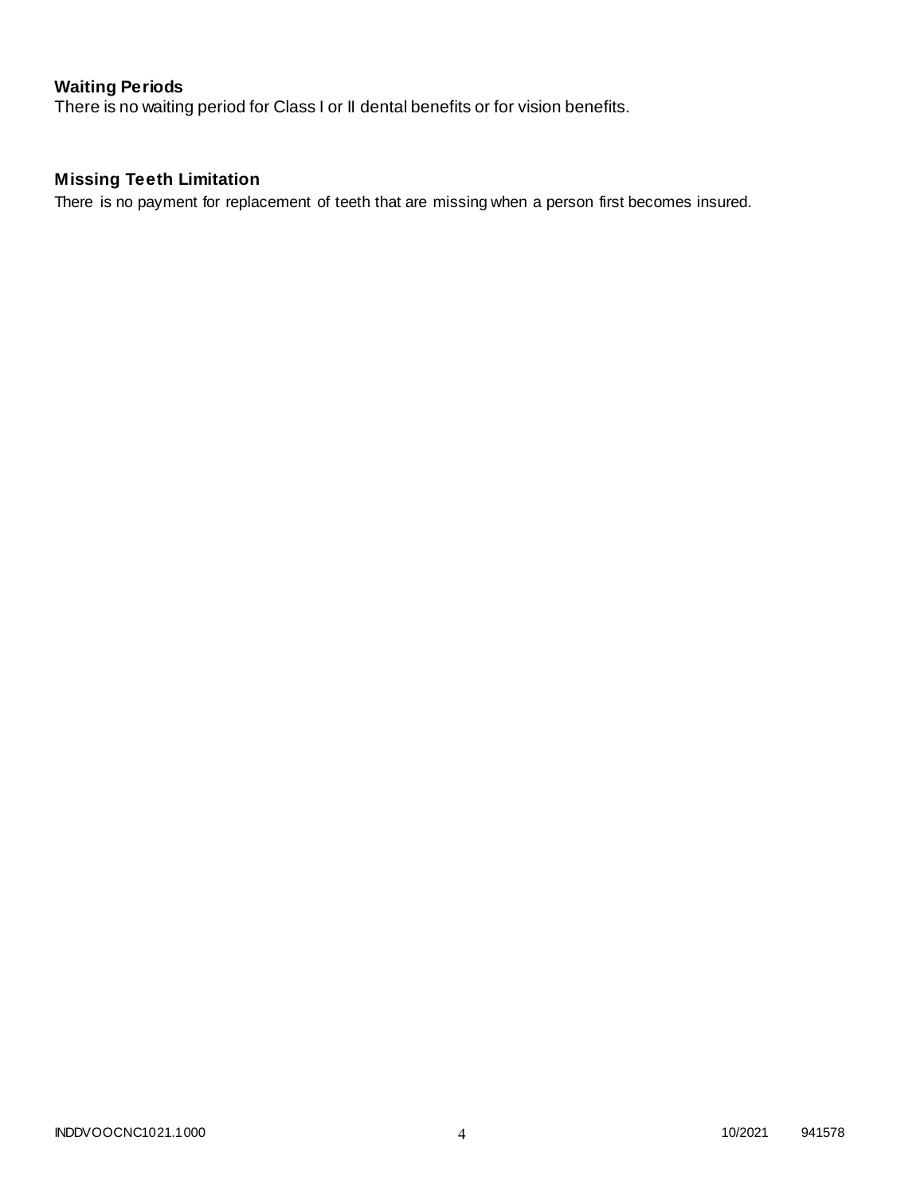### Waiting Periods

There is no waiting period for Class I or II dental benefits or for vision benefits.

### Missing Teeth Limitation

There is no payment for replacement of teeth that are missing when a person first becomes insured.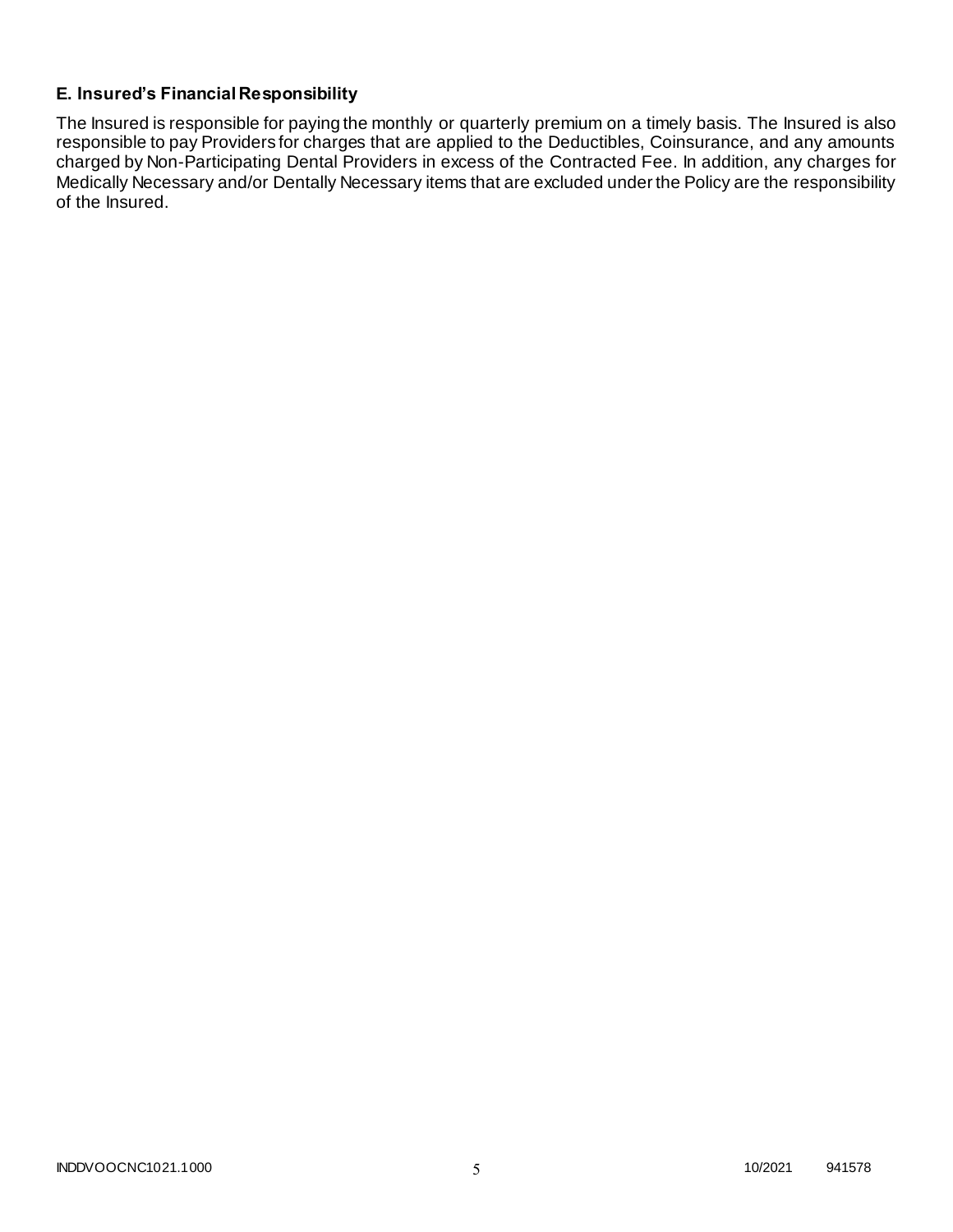### E. Insured's Financial Responsibility

The Insured is responsible for paying the monthly or quarterly premium on a timely basis. The Insured is also responsible to pay Providers for charges that are applied to the Deductibles, Coinsurance, and any amounts charged by Non-Participating Dental Providers in excess of the Contracted Fee. In addition, any charges for Medically Necessary and/or Dentally Necessary items that are excluded under the Policy are the responsibility of the Insured.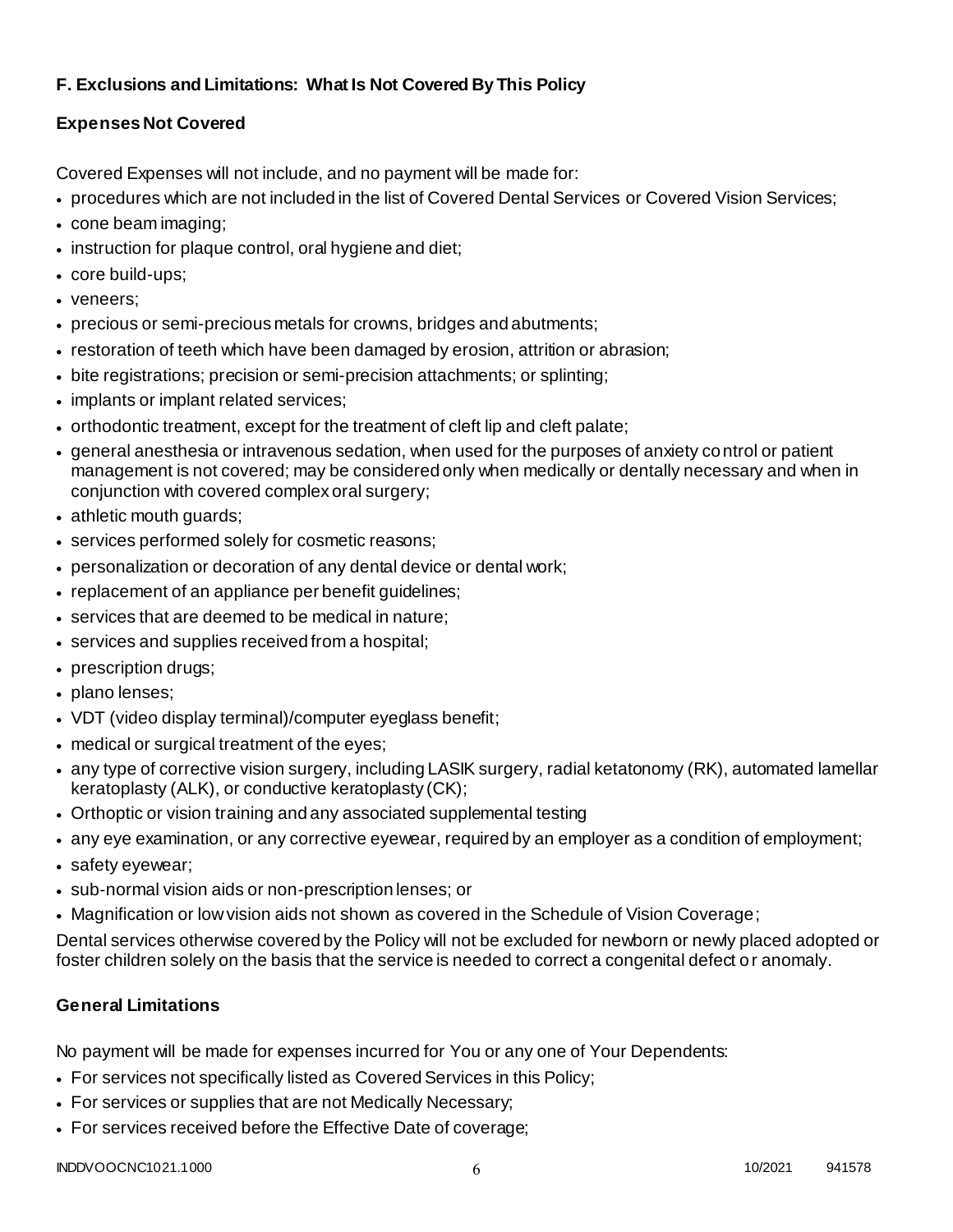### F. Exclusions and Limitations: What Is Not Covered By This Policy

#### Expenses Not Covered

Covered Expenses will not include, and no payment will be made for:

- procedures which are not included in the list of Covered Dental Services or Covered Vision Services;
- cone beam imaging;
- instruction for plaque control, oral hygiene and diet;
- core build-ups;
- veneers;
- precious or semi-precious metals for crowns, bridges and abutments;
- restoration of teeth which have been damaged by erosion, attrition or abrasion;
- bite registrations; precision or semi-precision attachments; or splinting;
- implants or implant related services;
- orthodontic treatment, except for the treatment of cleft lip and cleft palate;
- general anesthesia or intravenous sedation, when used for the purposes of anxiety control or patient management is not covered; may be considered only when medically or dentally necessary and when in conjunction with covered complex oral surgery;
- athletic mouth guards;
- services performed solely for cosmetic reasons;
- personalization or decoration of any dental device or dental work;
- replacement of an appliance per benefit guidelines;
- services that are deemed to be medical in nature;
- services and supplies received from a hospital;
- prescription drugs;
- plano lenses;
- VDT (video display terminal)/computer eyeglass benefit;
- medical or surgical treatment of the eyes;
- any type of corrective vision surgery, including LASIK surgery, radial ketatonomy (RK), automated lamellar keratoplasty (ALK), or conductive keratoplasty (CK);
- Orthoptic or vision training and any associated supplemental testing
- any eye examination, or any corrective eyewear, required by an employer as a condition of employment;
- safety eyewear;
- sub-normal vision aids or non-prescription lenses; or
- Magnification or low vision aids not shown as covered in the Schedule of Vision Coverage;

Dental services otherwise covered by the Policy will not be excluded for newborn or newly placed adopted or foster children solely on the basis that the service is needed to correct a congenital defect or anomaly.

#### General Limitations

No payment will be made for expenses incurred for You or any one of Your Dependents:

- For services not specifically listed as Covered Services in this Policy;
- For services or supplies that are not Medically Necessary;
- For services received before the Effective Date of coverage;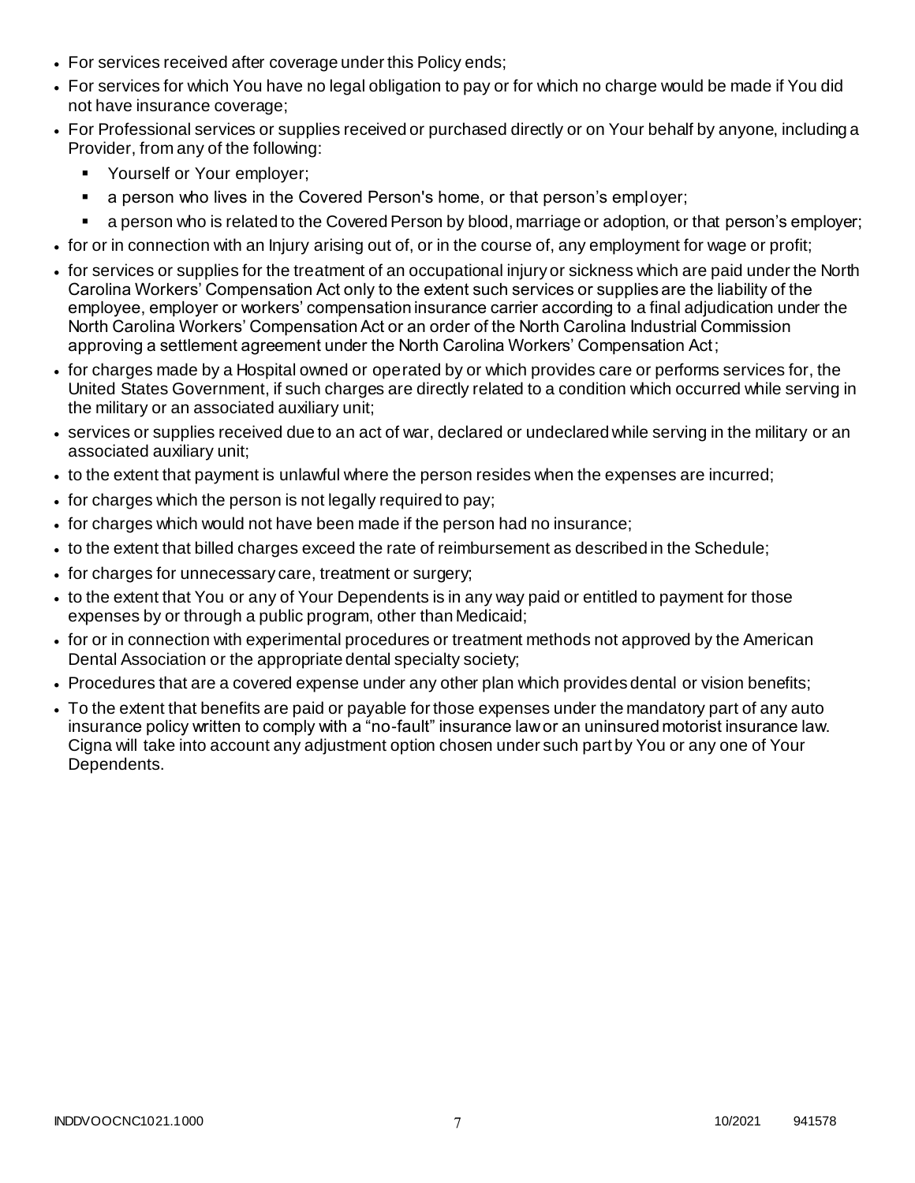- For services received after coverage under this Policy ends;
- For services for which You have no legal obligation to pay or for which no charge would be made if You did not have insurance coverage;
- For Professional services or supplies received or purchased directly or on Your behalf by anyone, including a Provider, from any of the following:
  - Yourself or Your employer;
  - a person who lives in the Covered Person's home, or that person's employer;
  - a person who is related to the Covered Person by blood, marriage or adoption, or that person's employer;
- for or in connection with an Injury arising out of, or in the course of, any employment for wage or profit;
- for services or supplies for the treatment of an occupational injury or sickness which are paid under the North Carolina Workers' Compensation Act only to the extent such services or supplies are the liability of the employee, employer or workers' compensation insurance carrier according to a final adjudication under the North Carolina Workers' Compensation Act or an order of the North Carolina Industrial Commission approving a settlement agreement under the North Carolina Workers' Compensation Act;
- for charges made by a Hospital owned or operated by or which provides care or performs services for, the United States Government, if such charges are directly related to a condition which occurred while serving in the military or an associated auxiliary unit;
- services or supplies received due to an act of war, declared or undeclared while serving in the military or an associated auxiliary unit;
- to the extent that payment is unlawful where the person resides when the expenses are incurred;
- for charges which the person is not legally required to pay;
- for charges which would not have been made if the person had no insurance;
- to the extent that billed charges exceed the rate of reimbursement as described in the Schedule;
- for charges for unnecessary care, treatment or surgery;
- to the extent that You or any of Your Dependents is in any way paid or entitled to payment for those expenses by or through a public program, other than Medicaid;
- for or in connection with experimental procedures or treatment methods not approved by the American Dental Association or the appropriate dental specialty society;
- Procedures that are a covered expense under any other plan which provides dental or vision benefits;
- To the extent that benefits are paid or payable for those expenses under the mandatory part of any auto insurance policy written to comply with a "no-fault" insurance law or an uninsured motorist insurance law. Cigna will take into account any adjustment option chosen under such part by You or any one of Your Dependents.

INDDVOOCNC1021.1000 10/2021 941578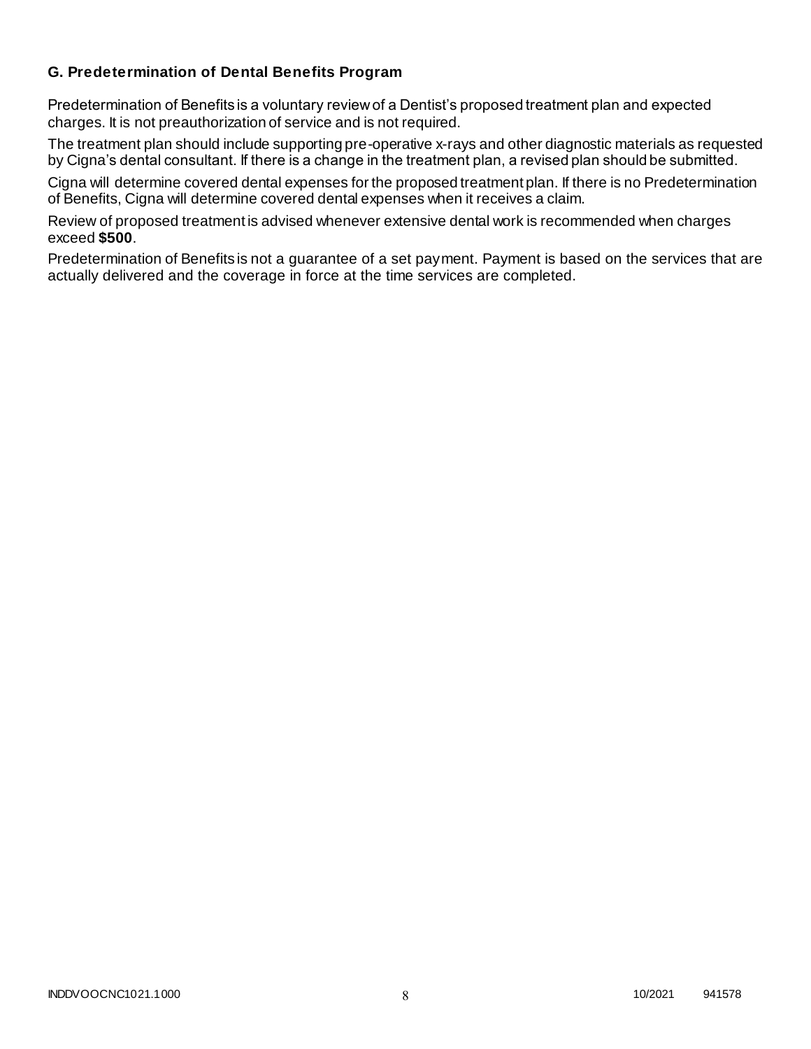### G. Predetermination of Dental Benefits Program

Predetermination of Benefits is a voluntary review of a Dentist's proposed treatment plan and expected charges. It is not preauthorization of service and is not required.

The treatment plan should include supporting pre-operative x-rays and other diagnostic materials as requested by Cigna's dental consultant. If there is a change in the treatment plan, a revised plan should be submitted.

Cigna will determine covered dental expenses for the proposed treatment plan. If there is no Predetermination of Benefits, Cigna will determine covered dental expenses when it receives a claim.

Review of proposed treatment is advised whenever extensive dental work is recommended when charges exceed **$500**.

Predetermination of Benefits is not a guarantee of a set payment. Payment is based on the services that are actually delivered and the coverage in force at the time services are completed.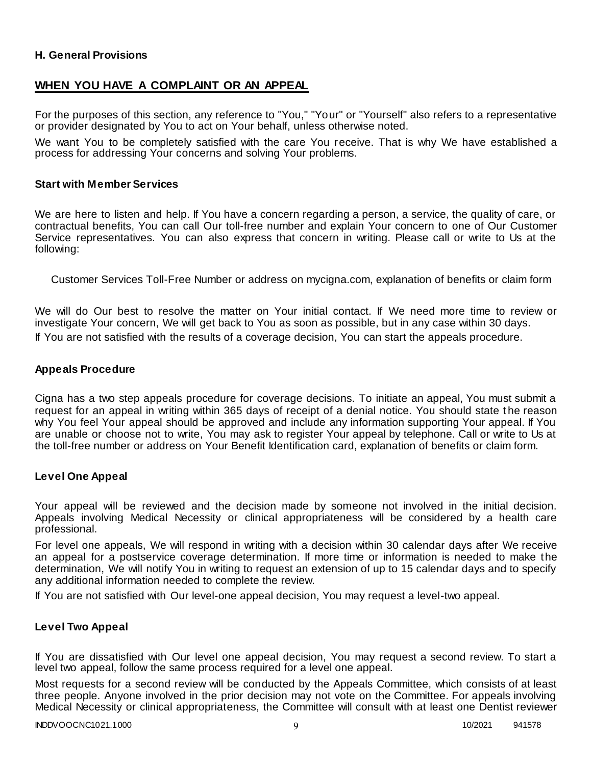### H. General Provisions

## WHEN YOU HAVE A COMPLAINT OR AN APPEAL

For the purposes of this section, any reference to "You," "Your" or "Yourself" also refers to a representative or provider designated by You to act on Your behalf, unless otherwise noted.

We want You to be completely satisfied with the care You receive. That is why We have established a process for addressing Your concerns and solving Your problems.

### Start with Member Services

We are here to listen and help. If You have a concern regarding a person, a service, the quality of care, or contractual benefits, You can call Our toll-free number and explain Your concern to one of Our Customer Service representatives. You can also express that concern in writing. Please call or write to Us at the following:

Customer Services Toll-Free Number or address on mycigna.com, explanation of benefits or claim form

We will do Our best to resolve the matter on Your initial contact. If We need more time to review or investigate Your concern, We will get back to You as soon as possible, but in any case within 30 days.

If You are not satisfied with the results of a coverage decision, You can start the appeals procedure.

### Appeals Procedure

Cigna has a two step appeals procedure for coverage decisions. To initiate an appeal, You must submit a request for an appeal in writing within 365 days of receipt of a denial notice. You should state the reason why You feel Your appeal should be approved and include any information supporting Your appeal. If You are unable or choose not to write, You may ask to register Your appeal by telephone. Call or write to Us at the toll-free number or address on Your Benefit Identification card, explanation of benefits or claim form.

### Level One Appeal

Your appeal will be reviewed and the decision made by someone not involved in the initial decision. Appeals involving Medical Necessity or clinical appropriateness will be considered by a health care professional.

For level one appeals, We will respond in writing with a decision within 30 calendar days after We receive an appeal for a postservice coverage determination. If more time or information is needed to make the determination, We will notify You in writing to request an extension of up to 15 calendar days and to specify any additional information needed to complete the review.

If You are not satisfied with Our level-one appeal decision, You may request a level-two appeal.

### Level Two Appeal

If You are dissatisfied with Our level one appeal decision, You may request a second review. To start a level two appeal, follow the same process required for a level one appeal.

Most requests for a second review will be conducted by the Appeals Committee, which consists of at least three people. Anyone involved in the prior decision may not vote on the Committee. For appeals involving Medical Necessity or clinical appropriateness, the Committee will consult with at least one Dentist reviewer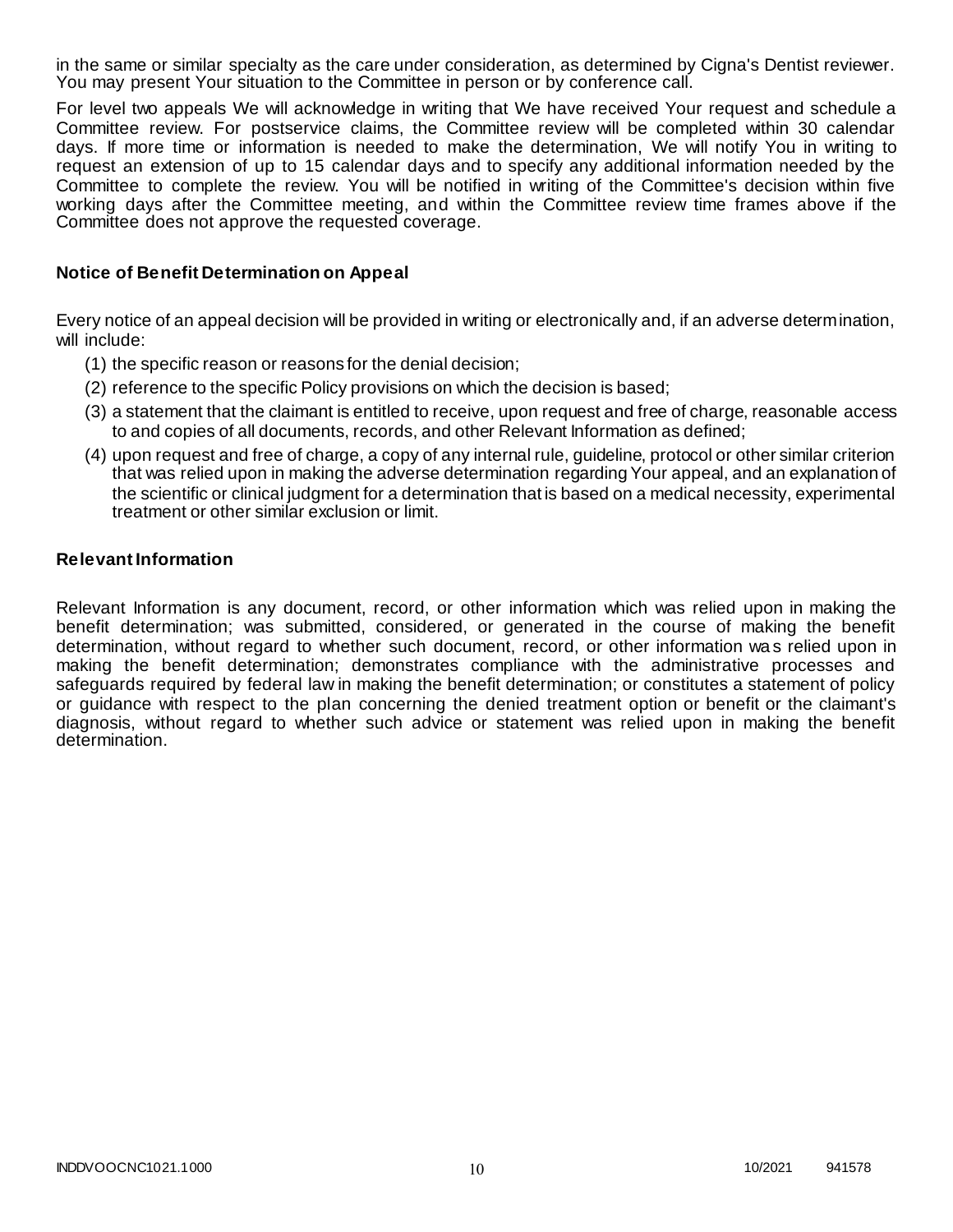in the same or similar specialty as the care under consideration, as determined by Cigna's Dentist reviewer. You may present Your situation to the Committee in person or by conference call.

For level two appeals We will acknowledge in writing that We have received Your request and schedule a Committee review. For postservice claims, the Committee review will be completed within 30 calendar days. If more time or information is needed to make the determination, We will notify You in writing to request an extension of up to 15 calendar days and to specify any additional information needed by the Committee to complete the review. You will be notified in writing of the Committee's decision within five working days after the Committee meeting, and within the Committee review time frames above if the Committee does not approve the requested coverage.

### Notice of Benefit Determination on Appeal

Every notice of an appeal decision will be provided in writing or electronically and, if an adverse determination, will include:

(1) the specific reason or reasons for the denial decision;

(2) reference to the specific Policy provisions on which the decision is based;

(3) a statement that the claimant is entitled to receive, upon request and free of charge, reasonable access to and copies of all documents, records, and other Relevant Information as defined;

(4) upon request and free of charge, a copy of any internal rule, guideline, protocol or other similar criterion that was relied upon in making the adverse determination regarding Your appeal, and an explanation of the scientific or clinical judgment for a determination that is based on a medical necessity, experimental treatment or other similar exclusion or limit.

### Relevant Information

Relevant Information is any document, record, or other information which was relied upon in making the benefit determination; was submitted, considered, or generated in the course of making the benefit determination, without regard to whether such document, record, or other information was relied upon in making the benefit determination; demonstrates compliance with the administrative processes and safeguards required by federal law in making the benefit determination; or constitutes a statement of policy or guidance with respect to the plan concerning the denied treatment option or benefit or the claimant's diagnosis, without regard to whether such advice or statement was relied upon in making the benefit determination.

INDDVOOCNC1021.1000 10/2021 941578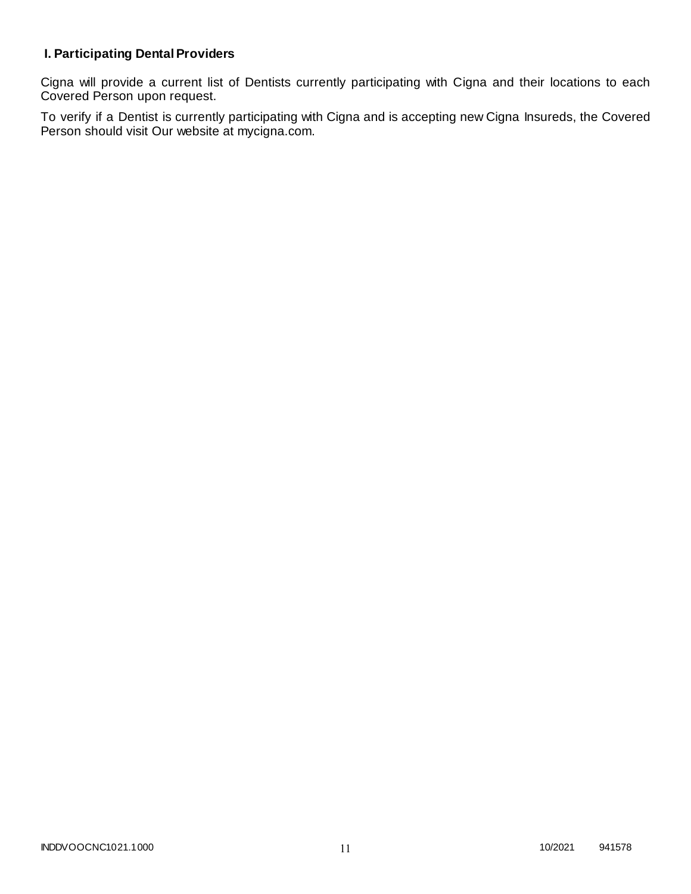## I. Participating Dental Providers

Cigna will provide a current list of Dentists currently participating with Cigna and their locations to each Covered Person upon request.

To verify if a Dentist is currently participating with Cigna and is accepting new Cigna Insureds, the Covered Person should visit Our website at mycigna.com.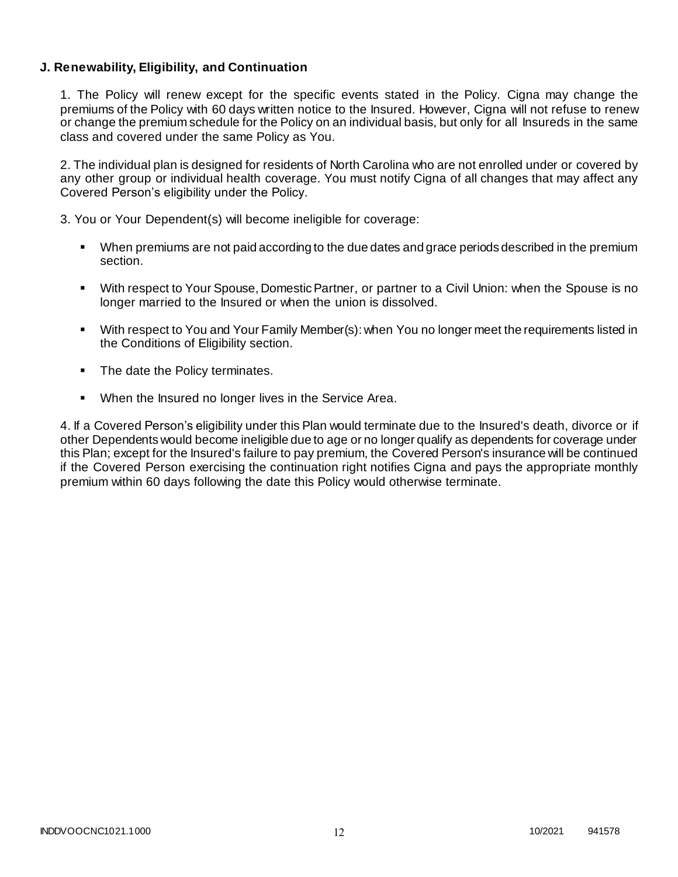**J. Renewability, Eligibility, and Continuation**

1. The Policy will renew except for the specific events stated in the Policy. Cigna may change the premiums of the Policy with 60 days written notice to the Insured. However, Cigna will not refuse to renew or change the premium schedule for the Policy on an individual basis, but only for all Insureds in the same class and covered under the same Policy as You.

2. The individual plan is designed for residents of North Carolina who are not enrolled under or covered by any other group or individual health coverage. You must notify Cigna of all changes that may affect any Covered Person's eligibility under the Policy.

3. You or Your Dependent(s) will become ineligible for coverage:

- When premiums are not paid according to the due dates and grace periods described in the premium section.
- With respect to Your Spouse, Domestic Partner, or partner to a Civil Union: when the Spouse is no longer married to the Insured or when the union is dissolved.
- With respect to You and Your Family Member(s): when You no longer meet the requirements listed in the Conditions of Eligibility section.
- The date the Policy terminates.
- When the Insured no longer lives in the Service Area.

4. If a Covered Person's eligibility under this Plan would terminate due to the Insured's death, divorce or if other Dependents would become ineligible due to age or no longer qualify as dependents for coverage under this Plan; except for the Insured's failure to pay premium, the Covered Person's insurance will be continued if the Covered Person exercising the continuation right notifies Cigna and pays the appropriate monthly premium within 60 days following the date this Policy would otherwise terminate.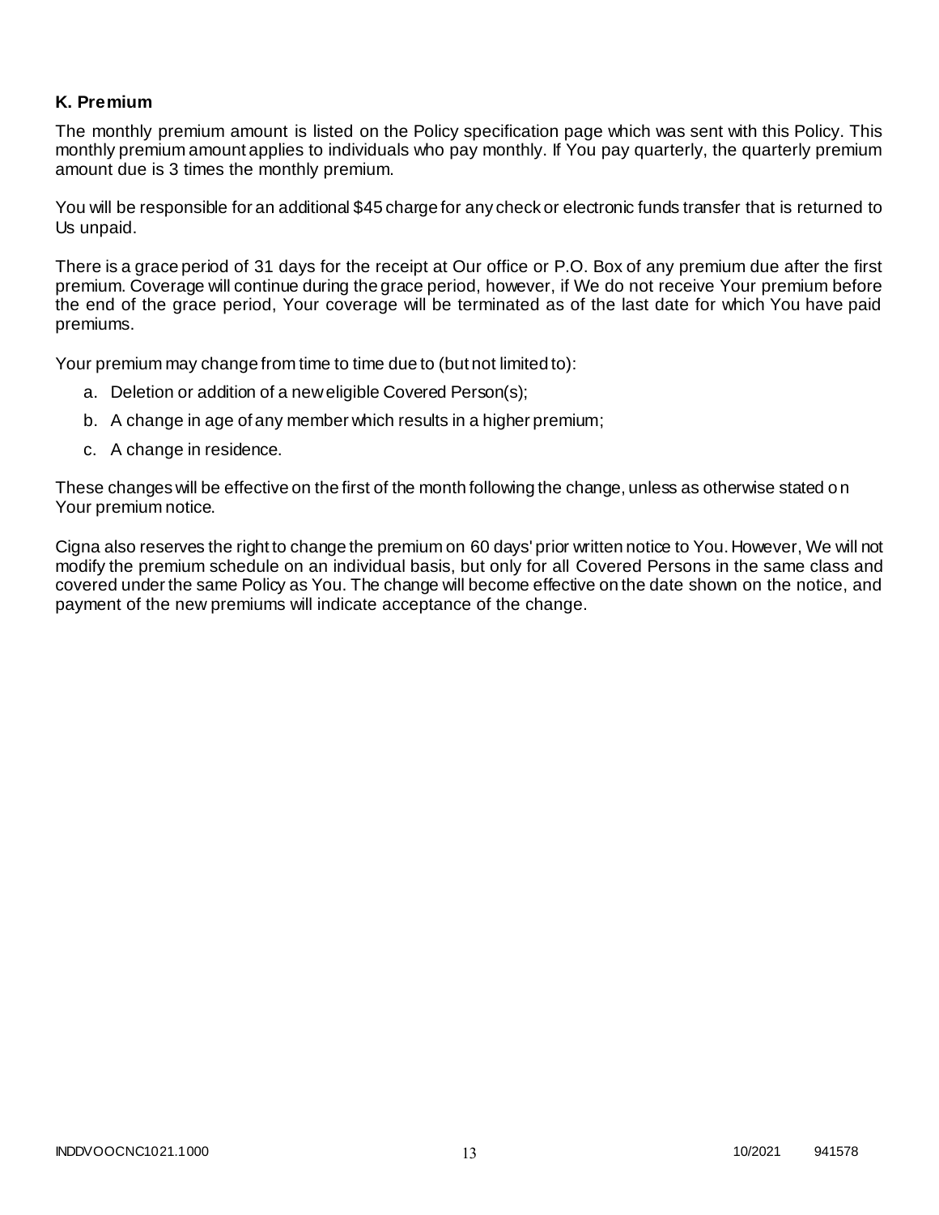**K. Premium**

The monthly premium amount is listed on the Policy specification page which was sent with this Policy. This monthly premium amount applies to individuals who pay monthly. If You pay quarterly, the quarterly premium amount due is 3 times the monthly premium.

You will be responsible for an additional $45 charge for any check or electronic funds transfer that is returned to Us unpaid.

There is a grace period of 31 days for the receipt at Our office or P.O. Box of any premium due after the first premium. Coverage will continue during the grace period, however, if We do not receive Your premium before the end of the grace period, Your coverage will be terminated as of the last date for which You have paid premiums.

Your premium may change from time to time due to (but not limited to):

a. Deletion or addition of a new eligible Covered Person(s);
b. A change in age of any member which results in a higher premium;
c. A change in residence.

These changes will be effective on the first of the month following the change, unless as otherwise stated on Your premium notice.

Cigna also reserves the right to change the premium on 60 days' prior written notice to You. However, We will not modify the premium schedule on an individual basis, but only for all Covered Persons in the same class and covered under the same Policy as You. The change will become effective on the date shown on the notice, and payment of the new premiums will indicate acceptance of the change.